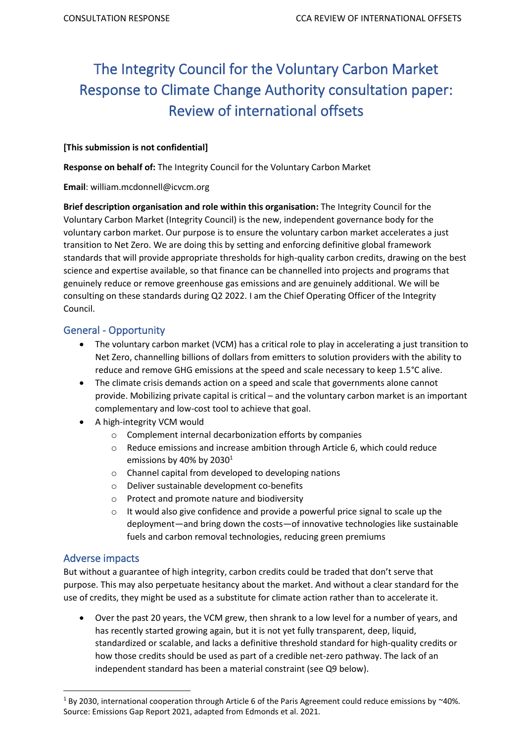# The Integrity Council for the Voluntary Carbon Market Response to Climate Change Authority consultation paper: Review of international offsets

**[This submission is not confidential]**

**Response on behalf of:** The Integrity Council for the Voluntary Carbon Market

**Email**: william.mcdonnell@icvcm.org

**Brief description organisation and role within this organisation:** The Integrity Council for the Voluntary Carbon Market (Integrity Council) is the new, independent governance body for the voluntary carbon market. Our purpose is to ensure the voluntary carbon market accelerates a just transition to Net Zero. We are doing this by setting and enforcing definitive global framework standards that will provide appropriate thresholds for high-quality carbon credits, drawing on the best science and expertise available, so that finance can be channelled into projects and programs that genuinely reduce or remove greenhouse gas emissions and are genuinely additional. We will be consulting on these standards during Q2 2022. I am the Chief Operating Officer of the Integrity Council.

## General - Opportunity

- The voluntary carbon market (VCM) has a critical role to play in accelerating a just transition to Net Zero, channelling billions of dollars from emitters to solution providers with the ability to reduce and remove GHG emissions at the speed and scale necessary to keep 1.5°C alive.
- The climate crisis demands action on a speed and scale that governments alone cannot provide. Mobilizing private capital is critical – and the voluntary carbon market is an important complementary and low-cost tool to achieve that goal.
- A high-integrity VCM would
  - Complement internal decarbonization efforts by companies
  - Reduce emissions and increase ambition through Article 6, which could reduce emissions by 40% by 2030[1]
  - Channel capital from developed to developing nations
  - Deliver sustainable development co-benefits
  - Protect and promote nature and biodiversity
  - It would also give confidence and provide a powerful price signal to scale up the deployment—and bring down the costs—of innovative technologies like sustainable fuels and carbon removal technologies, reducing green premiums

## Adverse impacts

But without a guarantee of high integrity, carbon credits could be traded that don't serve that purpose. This may also perpetuate hesitancy about the market. And without a clear standard for the use of credits, they might be used as a substitute for climate action rather than to accelerate it.

- Over the past 20 years, the VCM grew, then shrank to a low level for a number of years, and has recently started growing again, but it is not yet fully transparent, deep, liquid, standardized or scalable, and lacks a definitive threshold standard for high-quality credits or how those credits should be used as part of a credible net-zero pathway. The lack of an independent standard has been a material constraint (see Q9 below).

[1] By 2030, international cooperation through Article 6 of the Paris Agreement could reduce emissions by ~40%. Source: Emissions Gap Report 2021, adapted from Edmonds et al. 2021.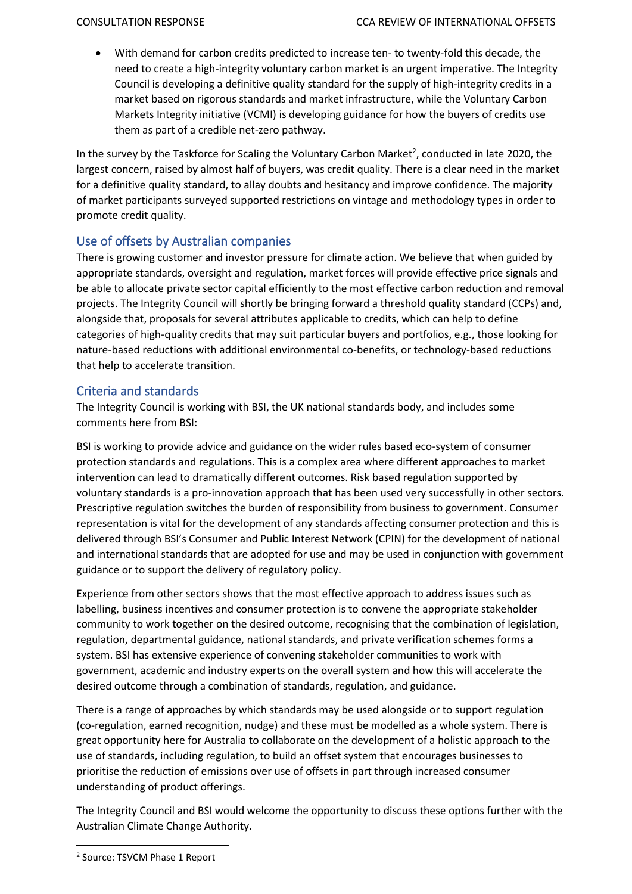- With demand for carbon credits predicted to increase ten- to twenty-fold this decade, the need to create a high-integrity voluntary carbon market is an urgent imperative. The Integrity Council is developing a definitive quality standard for the supply of high-integrity credits in a market based on rigorous standards and market infrastructure, while the Voluntary Carbon Markets Integrity initiative (VCMI) is developing guidance for how the buyers of credits use them as part of a credible net-zero pathway.

In the survey by the Taskforce for Scaling the Voluntary Carbon Market[2], conducted in late 2020, the largest concern, raised by almost half of buyers, was credit quality. There is a clear need in the market for a definitive quality standard, to allay doubts and hesitancy and improve confidence. The majority of market participants surveyed supported restrictions on vintage and methodology types in order to promote credit quality.

## Use of offsets by Australian companies

There is growing customer and investor pressure for climate action. We believe that when guided by appropriate standards, oversight and regulation, market forces will provide effective price signals and be able to allocate private sector capital efficiently to the most effective carbon reduction and removal projects. The Integrity Council will shortly be bringing forward a threshold quality standard (CCPs) and, alongside that, proposals for several attributes applicable to credits, which can help to define categories of high-quality credits that may suit particular buyers and portfolios, e.g., those looking for nature-based reductions with additional environmental co-benefits, or technology-based reductions that help to accelerate transition.

## Criteria and standards

The Integrity Council is working with BSI, the UK national standards body, and includes some comments here from BSI:

BSI is working to provide advice and guidance on the wider rules based eco-system of consumer protection standards and regulations. This is a complex area where different approaches to market intervention can lead to dramatically different outcomes. Risk based regulation supported by voluntary standards is a pro-innovation approach that has been used very successfully in other sectors. Prescriptive regulation switches the burden of responsibility from business to government. Consumer representation is vital for the development of any standards affecting consumer protection and this is delivered through BSI's Consumer and Public Interest Network (CPIN) for the development of national and international standards that are adopted for use and may be used in conjunction with government guidance or to support the delivery of regulatory policy.

Experience from other sectors shows that the most effective approach to address issues such as labelling, business incentives and consumer protection is to convene the appropriate stakeholder community to work together on the desired outcome, recognising that the combination of legislation, regulation, departmental guidance, national standards, and private verification schemes forms a system. BSI has extensive experience of convening stakeholder communities to work with government, academic and industry experts on the overall system and how this will accelerate the desired outcome through a combination of standards, regulation, and guidance.

There is a range of approaches by which standards may be used alongside or to support regulation (co-regulation, earned recognition, nudge) and these must be modelled as a whole system. There is great opportunity here for Australia to collaborate on the development of a holistic approach to the use of standards, including regulation, to build an offset system that encourages businesses to prioritise the reduction of emissions over use of offsets in part through increased consumer understanding of product offerings.

The Integrity Council and BSI would welcome the opportunity to discuss these options further with the Australian Climate Change Authority.

---

[2] Source: TSVCM Phase 1 Report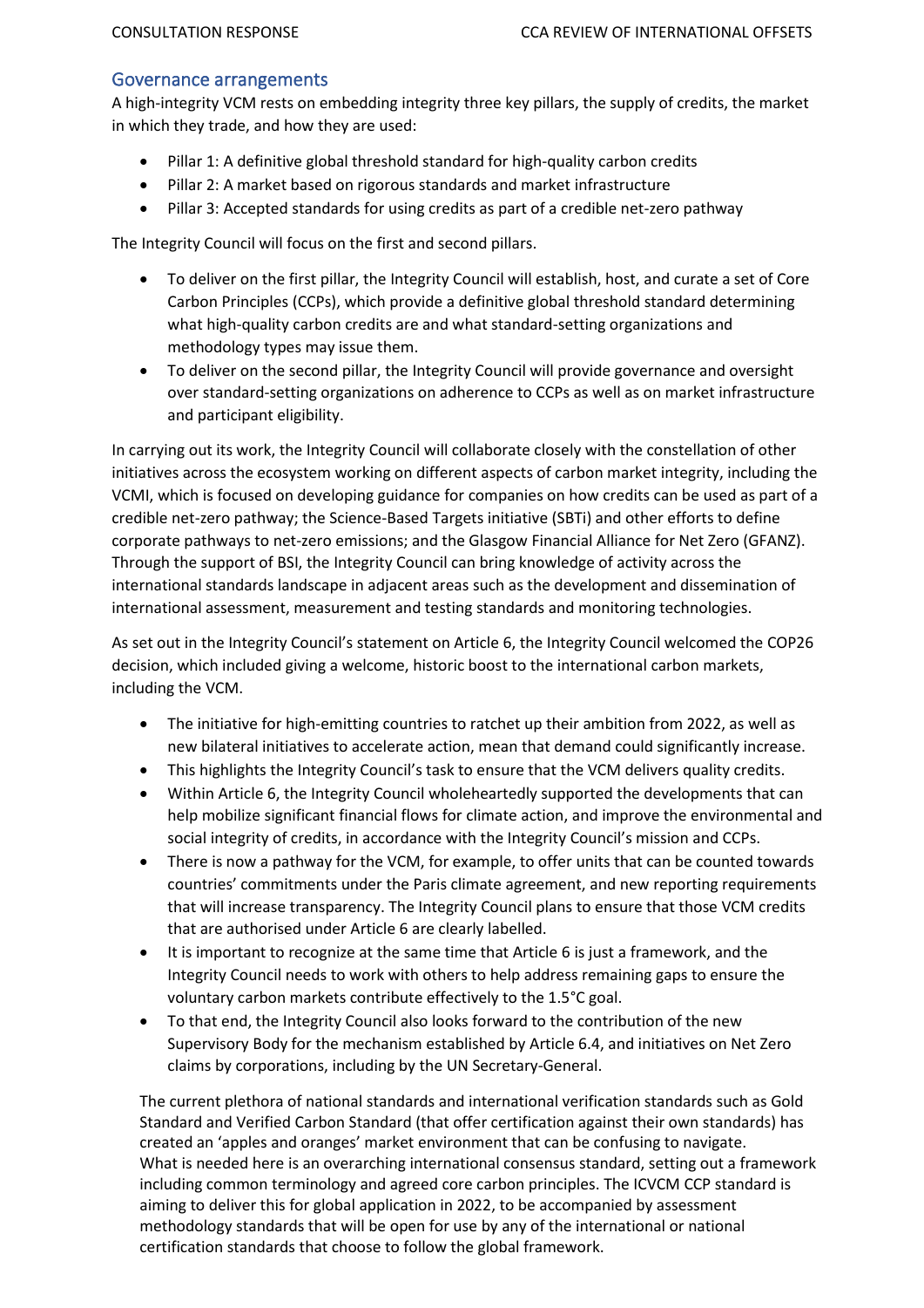## Governance arrangements

A high-integrity VCM rests on embedding integrity three key pillars, the supply of credits, the market in which they trade, and how they are used:

- Pillar 1: A definitive global threshold standard for high-quality carbon credits
- Pillar 2: A market based on rigorous standards and market infrastructure
- Pillar 3: Accepted standards for using credits as part of a credible net-zero pathway

The Integrity Council will focus on the first and second pillars.

- To deliver on the first pillar, the Integrity Council will establish, host, and curate a set of Core Carbon Principles (CCPs), which provide a definitive global threshold standard determining what high-quality carbon credits are and what standard-setting organizations and methodology types may issue them.
- To deliver on the second pillar, the Integrity Council will provide governance and oversight over standard-setting organizations on adherence to CCPs as well as on market infrastructure and participant eligibility.

In carrying out its work, the Integrity Council will collaborate closely with the constellation of other initiatives across the ecosystem working on different aspects of carbon market integrity, including the VCMI, which is focused on developing guidance for companies on how credits can be used as part of a credible net-zero pathway; the Science-Based Targets initiative (SBTi) and other efforts to define corporate pathways to net-zero emissions; and the Glasgow Financial Alliance for Net Zero (GFANZ). Through the support of BSI, the Integrity Council can bring knowledge of activity across the international standards landscape in adjacent areas such as the development and dissemination of international assessment, measurement and testing standards and monitoring technologies.

As set out in the Integrity Council's statement on Article 6, the Integrity Council welcomed the COP26 decision, which included giving a welcome, historic boost to the international carbon markets, including the VCM.

- The initiative for high-emitting countries to ratchet up their ambition from 2022, as well as new bilateral initiatives to accelerate action, mean that demand could significantly increase.
- This highlights the Integrity Council's task to ensure that the VCM delivers quality credits.
- Within Article 6, the Integrity Council wholeheartedly supported the developments that can help mobilize significant financial flows for climate action, and improve the environmental and social integrity of credits, in accordance with the Integrity Council's mission and CCPs.
- There is now a pathway for the VCM, for example, to offer units that can be counted towards countries' commitments under the Paris climate agreement, and new reporting requirements that will increase transparency. The Integrity Council plans to ensure that those VCM credits that are authorised under Article 6 are clearly labelled.
- It is important to recognize at the same time that Article 6 is just a framework, and the Integrity Council needs to work with others to help address remaining gaps to ensure the voluntary carbon markets contribute effectively to the 1.5°C goal.
- To that end, the Integrity Council also looks forward to the contribution of the new Supervisory Body for the mechanism established by Article 6.4, and initiatives on Net Zero claims by corporations, including by the UN Secretary-General.

The current plethora of national standards and international verification standards such as Gold Standard and Verified Carbon Standard (that offer certification against their own standards) has created an 'apples and oranges' market environment that can be confusing to navigate. What is needed here is an overarching international consensus standard, setting out a framework including common terminology and agreed core carbon principles. The ICVCM CCP standard is aiming to deliver this for global application in 2022, to be accompanied by assessment methodology standards that will be open for use by any of the international or national certification standards that choose to follow the global framework.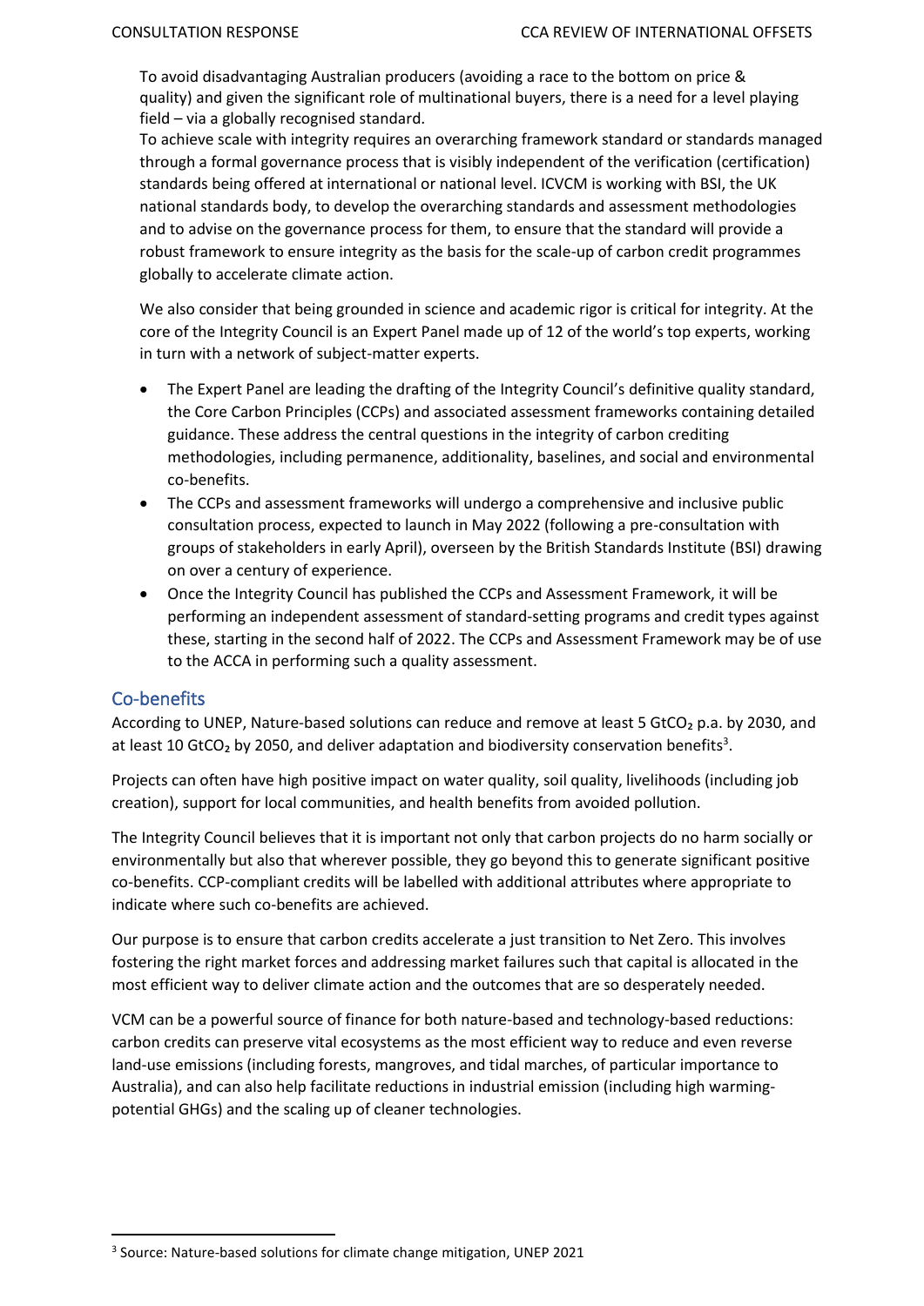To avoid disadvantaging Australian producers (avoiding a race to the bottom on price & quality) and given the significant role of multinational buyers, there is a need for a level playing field – via a globally recognised standard.

To achieve scale with integrity requires an overarching framework standard or standards managed through a formal governance process that is visibly independent of the verification (certification) standards being offered at international or national level. ICVCM is working with BSI, the UK national standards body, to develop the overarching standards and assessment methodologies and to advise on the governance process for them, to ensure that the standard will provide a robust framework to ensure integrity as the basis for the scale-up of carbon credit programmes globally to accelerate climate action.

We also consider that being grounded in science and academic rigor is critical for integrity. At the core of the Integrity Council is an Expert Panel made up of 12 of the world's top experts, working in turn with a network of subject-matter experts.

- The Expert Panel are leading the drafting of the Integrity Council's definitive quality standard, the Core Carbon Principles (CCPs) and associated assessment frameworks containing detailed guidance. These address the central questions in the integrity of carbon crediting methodologies, including permanence, additionality, baselines, and social and environmental co-benefits.
- The CCPs and assessment frameworks will undergo a comprehensive and inclusive public consultation process, expected to launch in May 2022 (following a pre-consultation with groups of stakeholders in early April), overseen by the British Standards Institute (BSI) drawing on over a century of experience.
- Once the Integrity Council has published the CCPs and Assessment Framework, it will be performing an independent assessment of standard-setting programs and credit types against these, starting in the second half of 2022. The CCPs and Assessment Framework may be of use to the ACCA in performing such a quality assessment.

## Co-benefits

According to UNEP, Nature-based solutions can reduce and remove at least 5 $GtCO_2$ p.a. by 2030, and at least 10 $GtCO_2$ by 2050, and deliver adaptation and biodiversity conservation benefits[3].

Projects can often have high positive impact on water quality, soil quality, livelihoods (including job creation), support for local communities, and health benefits from avoided pollution.

The Integrity Council believes that it is important not only that carbon projects do no harm socially or environmentally but also that wherever possible, they go beyond this to generate significant positive co-benefits. CCP-compliant credits will be labelled with additional attributes where appropriate to indicate where such co-benefits are achieved.

Our purpose is to ensure that carbon credits accelerate a just transition to Net Zero. This involves fostering the right market forces and addressing market failures such that capital is allocated in the most efficient way to deliver climate action and the outcomes that are so desperately needed.

VCM can be a powerful source of finance for both nature-based and technology-based reductions: carbon credits can preserve vital ecosystems as the most efficient way to reduce and even reverse land-use emissions (including forests, mangroves, and tidal marches, of particular importance to Australia), and can also help facilitate reductions in industrial emission (including high warming-potential GHGs) and the scaling up of cleaner technologies.

[3] Source: Nature-based solutions for climate change mitigation, UNEP 2021